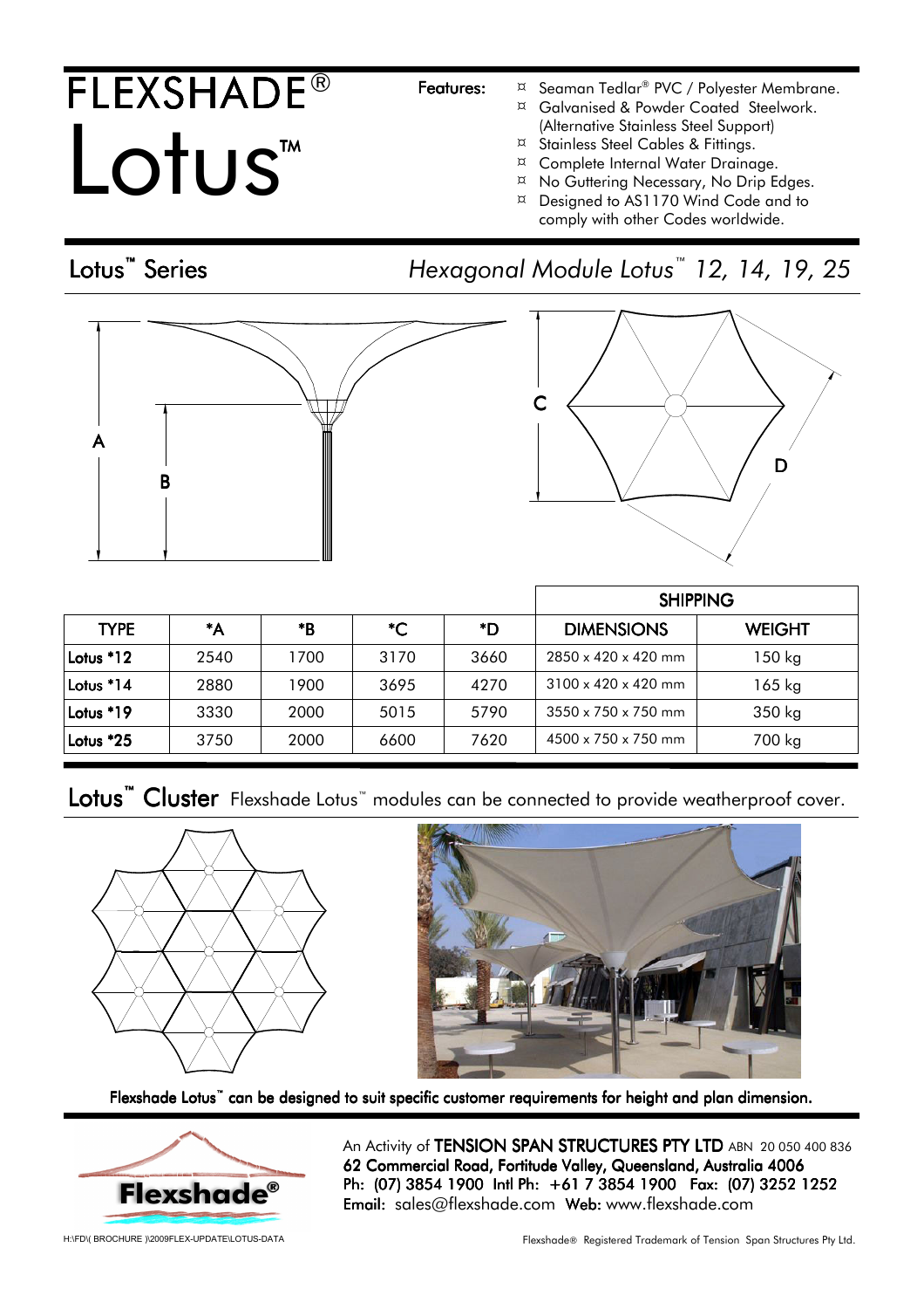# FLEXSHADE® Lotus™

**Features:**

- Seaman Tedlar® PVC / Polyester Membrane.
- Galvanised & Powder Coated Steelwork. (Alternative Stainless Steel Support)
- Stainless Steel Cables & Fittings.
- Complete Internal Water Drainage.
- No Guttering Necessary, No Drip Edges.
- Designed to AS1170 Wind Code and to comply with other Codes worldwide.

## Lotus™ Series

*Hexagonal Module Lotus™ 12, 14, 19, 25*

| TYPE | *A | *B | *C | *D | SHIPPING DIMENSIONS | SHIPPING WEIGHT |
|---|---|---|---|---|---|---|
| Lotus *12 | 2540 | 1700 | 3170 | 3660 | 2850 x 420 x 420 mm | 150 kg |
| Lotus *14 | 2880 | 1900 | 3695 | 4270 | 3100 x 420 x 420 mm | 165 kg |
| Lotus *19 | 3330 | 2000 | 5015 | 5790 | 3550 x 750 x 750 mm | 350 kg |
| Lotus *25 | 3750 | 2000 | 6600 | 7620 | 4500 x 750 x 750 mm | 700 kg |

## Lotus™ Cluster

Flexshade Lotus™ modules can be connected to provide weatherproof cover.

**Flexshade Lotus™ can be designed to suit specific customer requirements for height and plan dimension.**

An Activity of **TENSION SPAN STRUCTURES PTY LTD** ABN 20 050 400 836
**62 Commercial Road, Fortitude Valley, Queensland, Australia 4006**
**Ph: (07) 3854 1900 Intl Ph: +61 7 3854 1900 Fax: (07) 3252 1252**
**Email:** sales@flexshade.com **Web:** www.flexshade.com

H:\FD\( BROCHURE )\2009FLEX-UPDATE\LOTUS-DATA

Flexshade® Registered Trademark of Tension Span Structures Pty Ltd.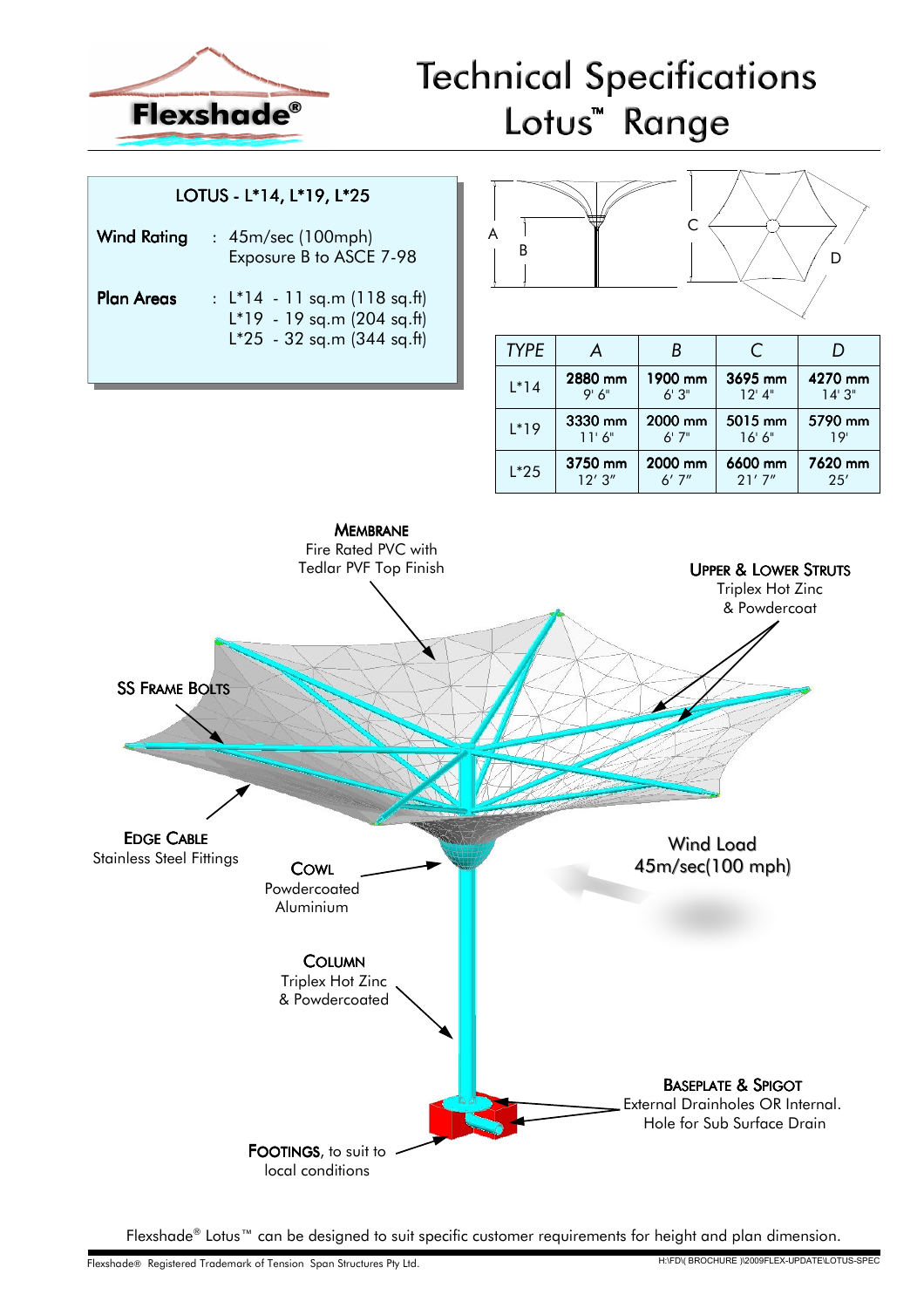# Technical Specifications
# Lotus™ Range

## LOTUS - L*14, L*19, L*25

**Wind Rating** : 45m/sec (100mph)
Exposure B to ASCE 7-98

**Plan Areas** : L*14 - 11 sq.m (118 sq.ft)
L*19 - 19 sq.m (204 sq.ft)
L*25 - 32 sq.m (344 sq.ft)

A
B
C
D

| TYPE | A | B | C | D |
|---|---|---|---|---|
| L*14 | **2880 mm** 9' 6" | **1900 mm** 6' 3" | **3695 mm** 12' 4" | **4270 mm** 14' 3" |
| L*19 | **3330 mm** 11' 6" | **2000 mm** 6' 7" | **5015 mm** 16' 6" | **5790 mm** 19' |
| L*25 | **3750 mm** 12' 3" | **2000 mm** 6' 7" | **6600 mm** 21' 7" | **7620 mm** 25' |

**MEMBRANE**
Fire Rated PVC with
Tedlar PVF Top Finish

**UPPER & LOWER STRUTS**
Triplex Hot Zinc
& Powdercoat

**SS FRAME BOLTS**

**EDGE CABLE**
Stainless Steel Fittings

**COWL**
Powdercoated
Aluminium

Wind Load
45m/sec(100 mph)

**COLUMN**
Triplex Hot Zinc
& Powdercoated

**BASEPLATE & SPIGOT**
External Drainholes OR Internal.
Hole for Sub Surface Drain

**FOOTINGS**, to suit to
local conditions

Flexshade® Lotus™ can be designed to suit specific customer requirements for height and plan dimension.

Flexshade® Registered Trademark of Tension Span Structures Pty Ltd.